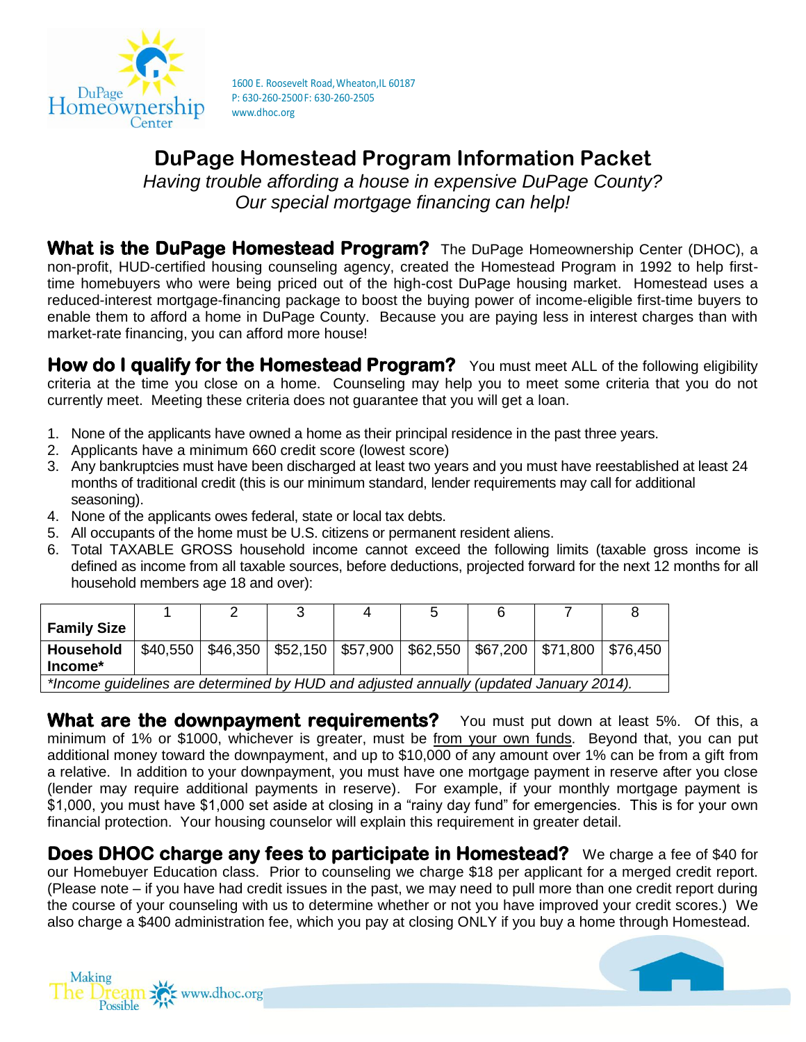1600 E. Roosevelt Road, Wheaton, IL 60187
P: 630-260-2500 F: 630-260-2505
www.dhoc.org

# DuPage Homestead Program Information Packet

*Having trouble affording a house in expensive DuPage County?*
*Our special mortgage financing can help!*

**What is the DuPage Homestead Program?** The DuPage Homeownership Center (DHOC), a non-profit, HUD-certified housing counseling agency, created the Homestead Program in 1992 to help first-time homebuyers who were being priced out of the high-cost DuPage housing market. Homestead uses a reduced-interest mortgage-financing package to boost the buying power of income-eligible first-time buyers to enable them to afford a home in DuPage County. Because you are paying less in interest charges than with market-rate financing, you can afford more house!

**How do I qualify for the Homestead Program?** You must meet ALL of the following eligibility criteria at the time you close on a home. Counseling may help you to meet some criteria that you do not currently meet. Meeting these criteria does not guarantee that you will get a loan.

1. None of the applicants have owned a home as their principal residence in the past three years.
2. Applicants have a minimum 660 credit score (lowest score)
3. Any bankruptcies must have been discharged at least two years and you must have reestablished at least 24 months of traditional credit (this is our minimum standard, lender requirements may call for additional seasoning).
4. None of the applicants owes federal, state or local tax debts.
5. All occupants of the home must be U.S. citizens or permanent resident aliens.
6. Total TAXABLE GROSS household income cannot exceed the following limits (taxable gross income is defined as income from all taxable sources, before deductions, projected forward for the next 12 months for all household members age 18 and over):

| Family Size | 1 | 2 | 3 | 4 | 5 | 6 | 7 | 8 |
|---|---|---|---|---|---|---|---|---|
| Household Income* | $40,550 | $46,350 | $52,150 | $57,900 | $62,550 | $67,200 | $71,800 | $76,450 |

*\*Income guidelines are determined by HUD and adjusted annually (updated January 2014).*

**What are the downpayment requirements?** You must put down at least 5%. Of this, a minimum of 1% or $1000, whichever is greater, must be from your own funds. Beyond that, you can put additional money toward the downpayment, and up to $10,000 of any amount over 1% can be from a gift from a relative. In addition to your downpayment, you must have one mortgage payment in reserve after you close (lender may require additional payments in reserve). For example, if your monthly mortgage payment is $1,000, you must have $1,000 set aside at closing in a "rainy day fund" for emergencies. This is for your own financial protection. Your housing counselor will explain this requirement in greater detail.

**Does DHOC charge any fees to participate in Homestead?** We charge a fee of $40 for our Homebuyer Education class. Prior to counseling we charge $18 per applicant for a merged credit report. (Please note – if you have had credit issues in the past, we may need to pull more than one credit report during the course of your counseling with us to determine whether or not you have improved your credit scores.) We also charge a $400 administration fee, which you pay at closing ONLY if you buy a home through Homestead.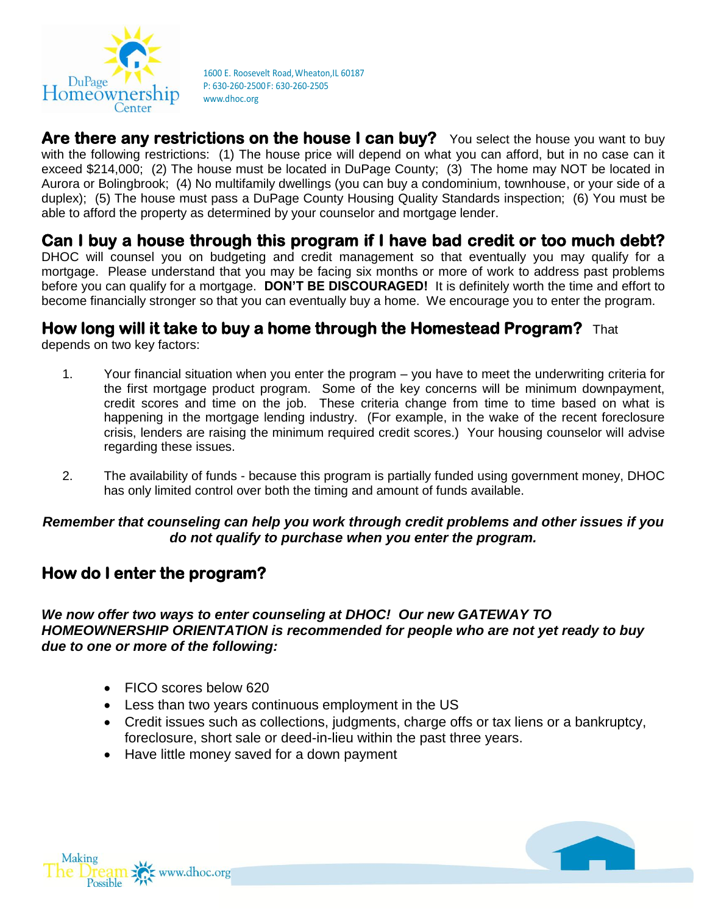**Are there any restrictions on the house I can buy?** You select the house you want to buy with the following restrictions: (1) The house price will depend on what you can afford, but in no case can it exceed $214,000; (2) The house must be located in DuPage County; (3) The home may NOT be located in Aurora or Bolingbrook; (4) No multifamily dwellings (you can buy a condominium, townhouse, or your side of a duplex); (5) The house must pass a DuPage County Housing Quality Standards inspection; (6) You must be able to afford the property as determined by your counselor and mortgage lender.

## Can I buy a house through this program if I have bad credit or too much debt?

DHOC will counsel you on budgeting and credit management so that eventually you may qualify for a mortgage. Please understand that you may be facing six months or more of work to address past problems before you can qualify for a mortgage. **DON'T BE DISCOURAGED!** It is definitely worth the time and effort to become financially stronger so that you can eventually buy a home. We encourage you to enter the program.

**How long will it take to buy a home through the Homestead Program?** That depends on two key factors:

1. Your financial situation when you enter the program – you have to meet the underwriting criteria for the first mortgage product program. Some of the key concerns will be minimum downpayment, credit scores and time on the job. These criteria change from time to time based on what is happening in the mortgage lending industry. (For example, in the wake of the recent foreclosure crisis, lenders are raising the minimum required credit scores.) Your housing counselor will advise regarding these issues.

2. The availability of funds - because this program is partially funded using government money, DHOC has only limited control over both the timing and amount of funds available.

***Remember that counseling can help you work through credit problems and other issues if you do not qualify to purchase when you enter the program.***

## How do I enter the program?

***We now offer two ways to enter counseling at DHOC! Our new GATEWAY TO HOMEOWNERSHIP ORIENTATION is recommended for people who are not yet ready to buy due to one or more of the following:***

- FICO scores below 620
- Less than two years continuous employment in the US
- Credit issues such as collections, judgments, charge offs or tax liens or a bankruptcy, foreclosure, short sale or deed-in-lieu within the past three years.
- Have little money saved for a down payment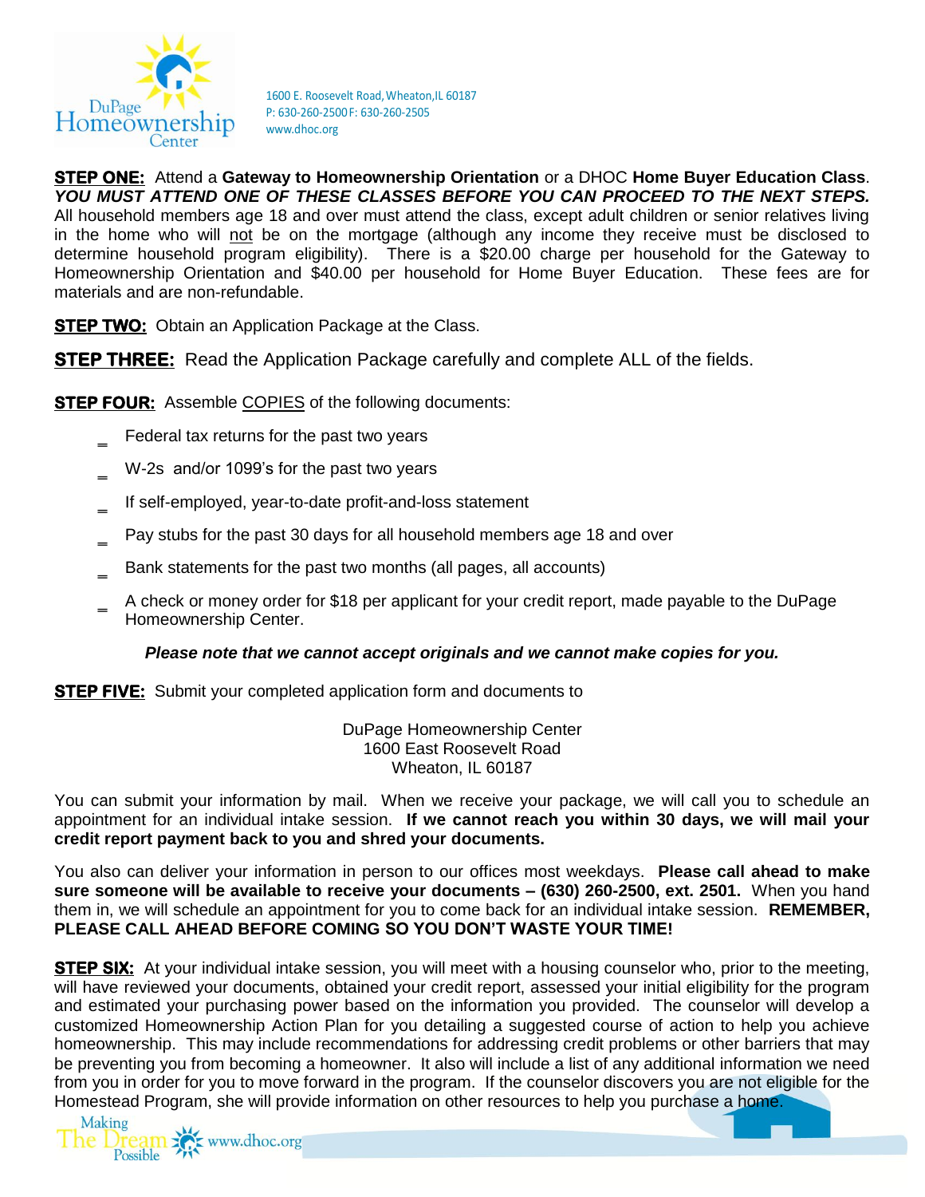DuPage Homeownership Center

1600 E. Roosevelt Road, Wheaton, IL 60187
P: 630-260-2500 F: 630-260-2505
www.dhoc.org

**STEP ONE:** Attend a **Gateway to Homeownership Orientation** or a DHOC **Home Buyer Education Class**. ***YOU MUST ATTEND ONE OF THESE CLASSES BEFORE YOU CAN PROCEED TO THE NEXT STEPS.*** All household members age 18 and over must attend the class, except adult children or senior relatives living in the home who will not be on the mortgage (although any income they receive must be disclosed to determine household program eligibility). There is a $20.00 charge per household for the Gateway to Homeownership Orientation and $40.00 per household for Home Buyer Education. These fees are for materials and are non-refundable.

**STEP TWO:** Obtain an Application Package at the Class.

**STEP THREE:** Read the Application Package carefully and complete ALL of the fields.

**STEP FOUR:** Assemble COPIES of the following documents:

- Federal tax returns for the past two years
- W-2s and/or 1099's for the past two years
- If self-employed, year-to-date profit-and-loss statement
- Pay stubs for the past 30 days for all household members age 18 and over
- Bank statements for the past two months (all pages, all accounts)
- A check or money order for $18 per applicant for your credit report, made payable to the DuPage Homeownership Center.

***Please note that we cannot accept originals and we cannot make copies for you.***

**STEP FIVE:** Submit your completed application form and documents to

DuPage Homeownership Center
1600 East Roosevelt Road
Wheaton, IL 60187

You can submit your information by mail. When we receive your package, we will call you to schedule an appointment for an individual intake session. **If we cannot reach you within 30 days, we will mail your credit report payment back to you and shred your documents.**

You also can deliver your information in person to our offices most weekdays. **Please call ahead to make sure someone will be available to receive your documents – (630) 260-2500, ext. 2501.** When you hand them in, we will schedule an appointment for you to come back for an individual intake session. **REMEMBER, PLEASE CALL AHEAD BEFORE COMING SO YOU DON'T WASTE YOUR TIME!**

**STEP SIX:** At your individual intake session, you will meet with a housing counselor who, prior to the meeting, will have reviewed your documents, obtained your credit report, assessed your initial eligibility for the program and estimated your purchasing power based on the information you provided. The counselor will develop a customized Homeownership Action Plan for you detailing a suggested course of action to help you achieve homeownership. This may include recommendations for addressing credit problems or other barriers that may be preventing you from becoming a homeowner. It also will include a list of any additional information we need from you in order for you to move forward in the program. If the counselor discovers you are not eligible for the Homestead Program, she will provide information on other resources to help you purchase a home.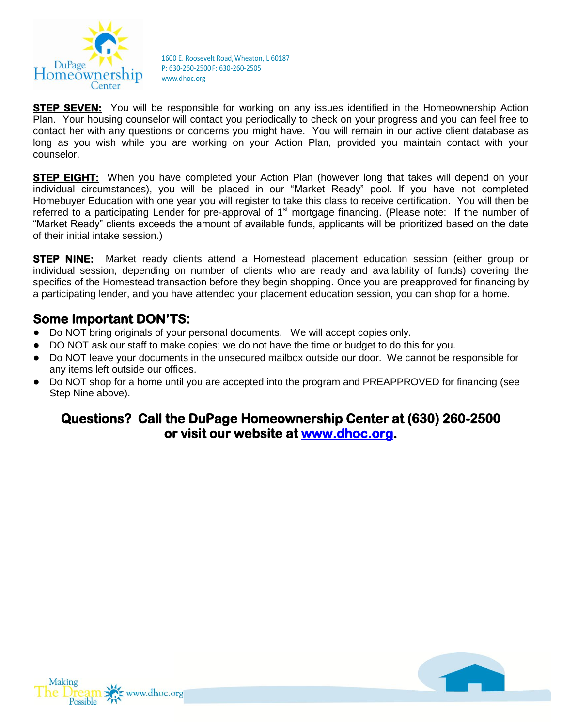1600 E. Roosevelt Road, Wheaton, IL 60187
P: 630-260-2500 F: 630-260-2505
www.dhoc.org

**STEP SEVEN:** You will be responsible for working on any issues identified in the Homeownership Action Plan. Your housing counselor will contact you periodically to check on your progress and you can feel free to contact her with any questions or concerns you might have. You will remain in our active client database as long as you wish while you are working on your Action Plan, provided you maintain contact with your counselor.

**STEP EIGHT:** When you have completed your Action Plan (however long that takes will depend on your individual circumstances), you will be placed in our "Market Ready" pool. If you have not completed Homebuyer Education with one year you will register to take this class to receive certification. You will then be referred to a participating Lender for pre-approval of 1st mortgage financing. (Please note: If the number of "Market Ready" clients exceeds the amount of available funds, applicants will be prioritized based on the date of their initial intake session.)

**STEP NINE:** Market ready clients attend a Homestead placement education session (either group or individual session, depending on number of clients who are ready and availability of funds) covering the specifics of the Homestead transaction before they begin shopping. Once you are preapproved for financing by a participating lender, and you have attended your placement education session, you can shop for a home.

## Some Important DON'TS:

- Do NOT bring originals of your personal documents. We will accept copies only.
- DO NOT ask our staff to make copies; we do not have the time or budget to do this for you.
- Do NOT leave your documents in the unsecured mailbox outside our door. We cannot be responsible for any items left outside our offices.
- Do NOT shop for a home until you are accepted into the program and PREAPPROVED for financing (see Step Nine above).

**Questions? Call the DuPage Homeownership Center at (630) 260-2500 or visit our website at www.dhoc.org.**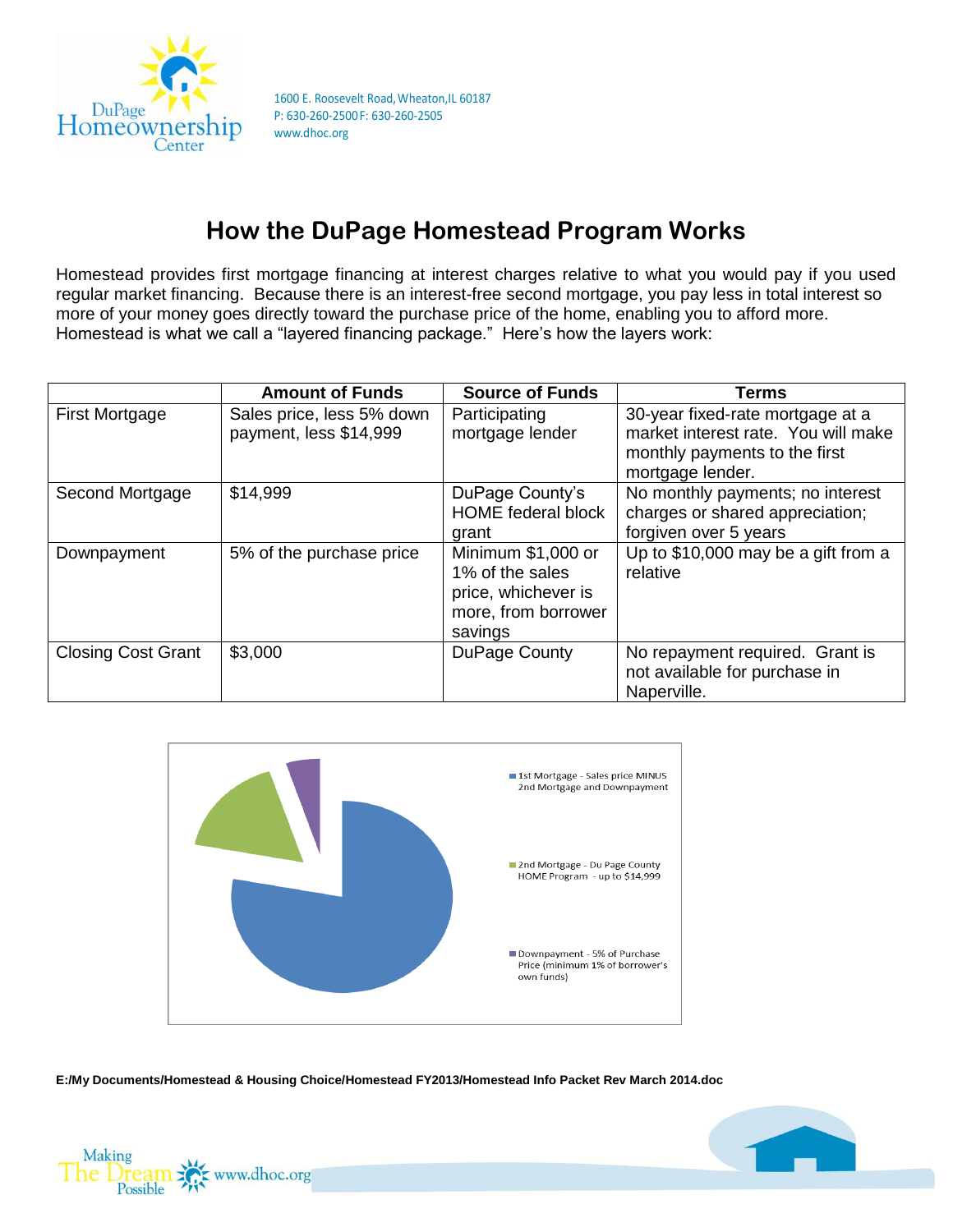1600 E. Roosevelt Road, Wheaton, IL 60187
P: 630-260-2500 F: 630-260-2505
www.dhoc.org

# How the DuPage Homestead Program Works

Homestead provides first mortgage financing at interest charges relative to what you would pay if you used regular market financing. Because there is an interest-free second mortgage, you pay less in total interest so more of your money goes directly toward the purchase price of the home, enabling you to afford more. Homestead is what we call a "layered financing package." Here's how the layers work:

| | Amount of Funds | Source of Funds | Terms |
|---|---|---|---|
| First Mortgage | Sales price, less 5% down payment, less $14,999 | Participating mortgage lender | 30-year fixed-rate mortgage at a market interest rate. You will make monthly payments to the first mortgage lender. |
| Second Mortgage | $14,999 | DuPage County's HOME federal block grant | No monthly payments; no interest charges or shared appreciation; forgiven over 5 years |
| Downpayment | 5% of the purchase price | Minimum $1,000 or 1% of the sales price, whichever is more, from borrower savings | Up to $10,000 may be a gift from a relative |
| Closing Cost Grant | $3,000 | DuPage County | No repayment required. Grant is not available for purchase in Naperville. |

1st Mortgage - Sales price MINUS 2nd Mortgage and Downpayment

2nd Mortgage - Du Page County HOME Program - up to $14,999

Downpayment - 5% of Purchase Price (minimum 1% of borrower's own funds)

**E:/My Documents/Homestead & Housing Choice/Homestead FY2013/Homestead Info Packet Rev March 2014.doc**

Making The Dream Possible www.dhoc.org